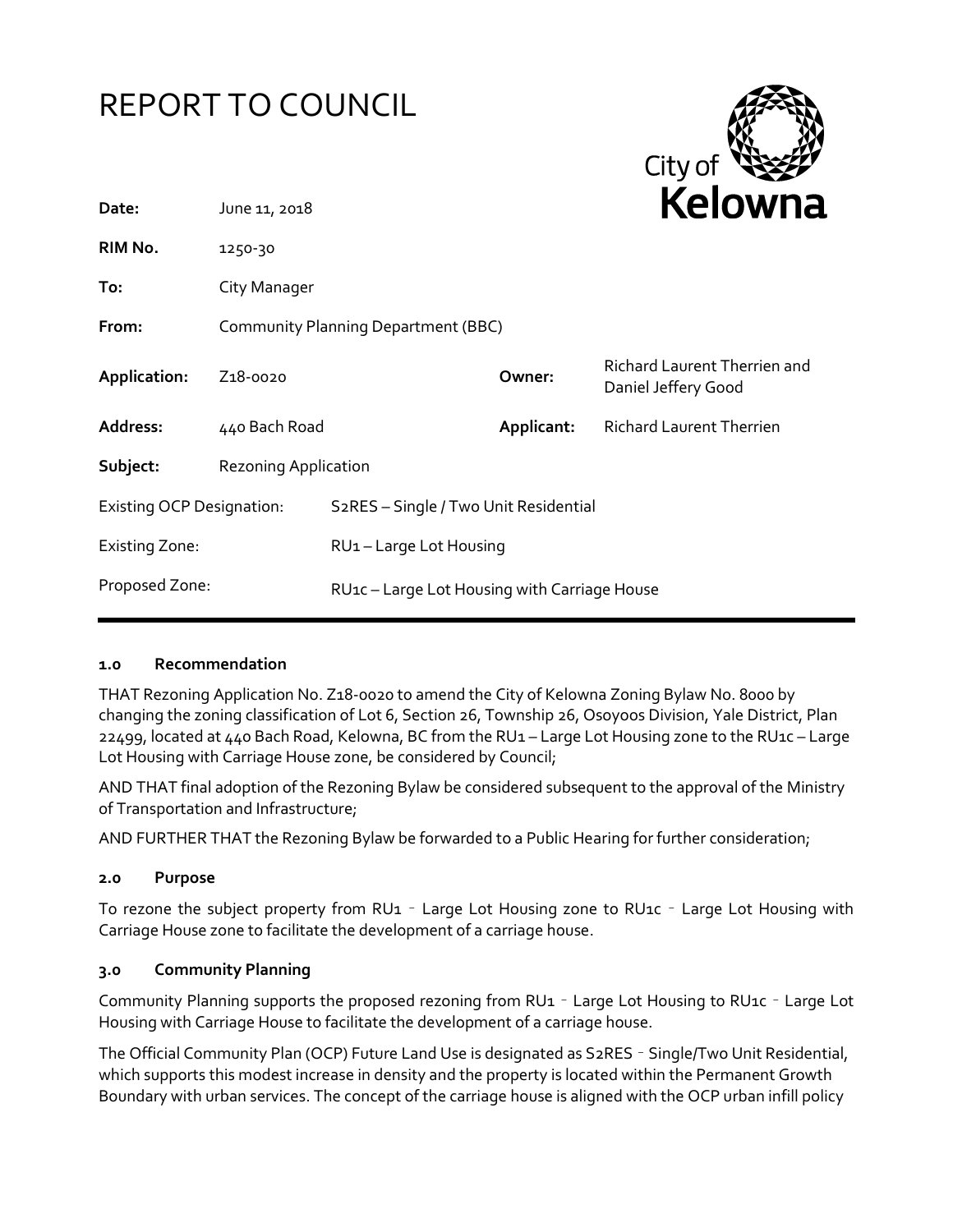# REPORT TO COUNCIL

| | | | |
|---|---|---|---|
| **Date:** | June 11, 2018 | | |
| **RIM No.** | 1250-30 | | |
| **To:** | City Manager | | |
| **From:** | Community Planning Department (BBC) | | |
| **Application:** | Z18-0020 | **Owner:** | Richard Laurent Therrien and Daniel Jeffery Good |
| **Address:** | 440 Bach Road | **Applicant:** | Richard Laurent Therrien |
| **Subject:** | Rezoning Application | | |
| Existing OCP Designation: | S2RES – Single / Two Unit Residential | | |
| Existing Zone: | RU1 – Large Lot Housing | | |
| Proposed Zone: | RU1c – Large Lot Housing with Carriage House | | |

## 1.0 Recommendation

THAT Rezoning Application No. Z18-0020 to amend the City of Kelowna Zoning Bylaw No. 8000 by changing the zoning classification of Lot 6, Section 26, Township 26, Osoyoos Division, Yale District, Plan 22499, located at 440 Bach Road, Kelowna, BC from the RU1 – Large Lot Housing zone to the RU1c – Large Lot Housing with Carriage House zone, be considered by Council;

AND THAT final adoption of the Rezoning Bylaw be considered subsequent to the approval of the Ministry of Transportation and Infrastructure;

AND FURTHER THAT the Rezoning Bylaw be forwarded to a Public Hearing for further consideration;

## 2.0 Purpose

To rezone the subject property from RU1 ‐ Large Lot Housing zone to RU1c ‐ Large Lot Housing with Carriage House zone to facilitate the development of a carriage house.

## 3.0 Community Planning

Community Planning supports the proposed rezoning from RU1 ‐ Large Lot Housing to RU1c ‐ Large Lot Housing with Carriage House to facilitate the development of a carriage house.

The Official Community Plan (OCP) Future Land Use is designated as S2RES ‐ Single/Two Unit Residential, which supports this modest increase in density and the property is located within the Permanent Growth Boundary with urban services. The concept of the carriage house is aligned with the OCP urban infill policy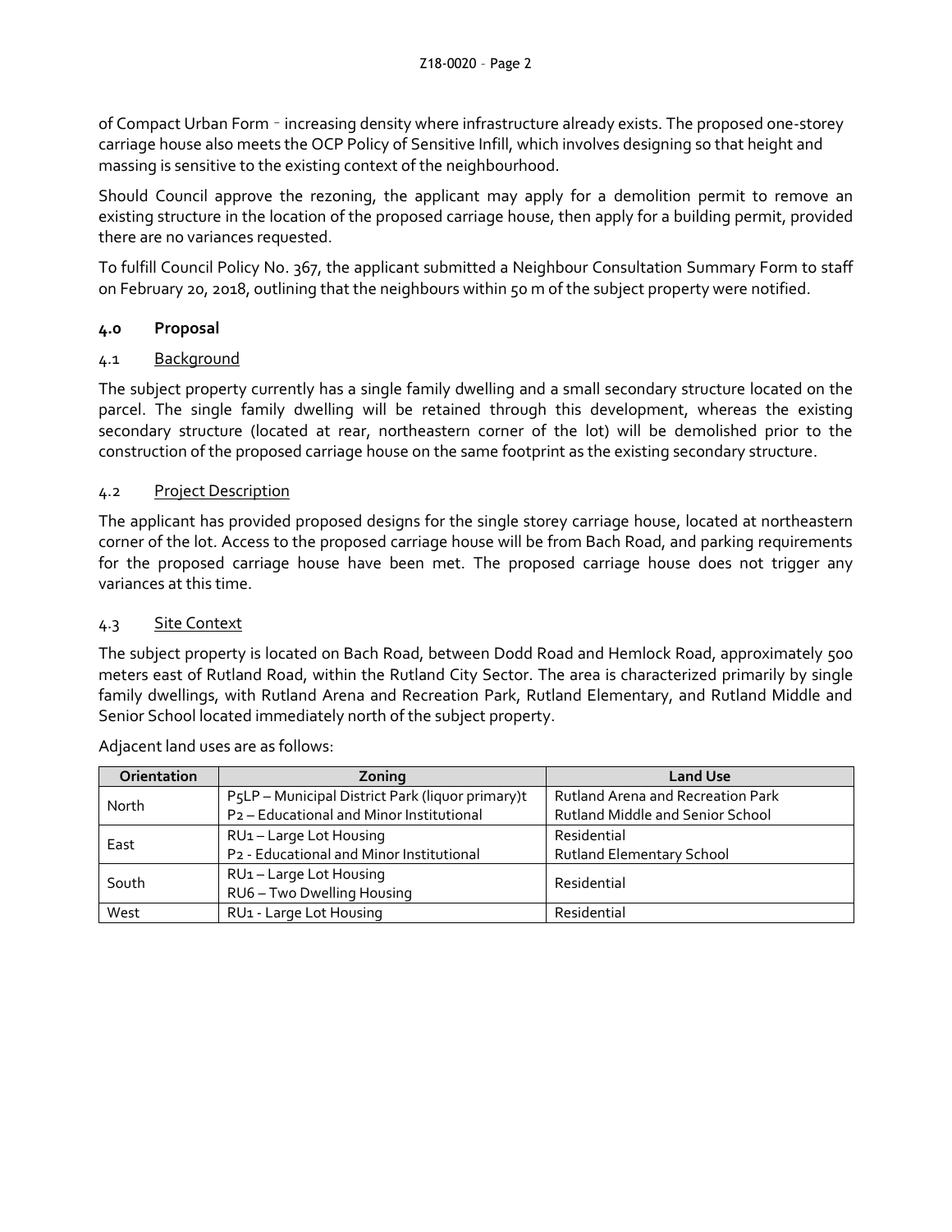of Compact Urban Form – increasing density where infrastructure already exists. The proposed one-storey carriage house also meets the OCP Policy of Sensitive Infill, which involves designing so that height and massing is sensitive to the existing context of the neighbourhood.

Should Council approve the rezoning, the applicant may apply for a demolition permit to remove an existing structure in the location of the proposed carriage house, then apply for a building permit, provided there are no variances requested.

To fulfill Council Policy No. 367, the applicant submitted a Neighbour Consultation Summary Form to staff on February 20, 2018, outlining that the neighbours within 50 m of the subject property were notified.

## 4.0 Proposal

### 4.1 Background

The subject property currently has a single family dwelling and a small secondary structure located on the parcel. The single family dwelling will be retained through this development, whereas the existing secondary structure (located at rear, northeastern corner of the lot) will be demolished prior to the construction of the proposed carriage house on the same footprint as the existing secondary structure.

### 4.2 Project Description

The applicant has provided proposed designs for the single storey carriage house, located at northeastern corner of the lot. Access to the proposed carriage house will be from Bach Road, and parking requirements for the proposed carriage house have been met. The proposed carriage house does not trigger any variances at this time.

### 4.3 Site Context

The subject property is located on Bach Road, between Dodd Road and Hemlock Road, approximately 500 meters east of Rutland Road, within the Rutland City Sector. The area is characterized primarily by single family dwellings, with Rutland Arena and Recreation Park, Rutland Elementary, and Rutland Middle and Senior School located immediately north of the subject property.

Adjacent land uses are as follows:

| Orientation | Zoning | Land Use |
|---|---|---|
| North | P5LP – Municipal District Park (liquor primary)t<br>P2 – Educational and Minor Institutional | Rutland Arena and Recreation Park<br>Rutland Middle and Senior School |
| East | RU1 – Large Lot Housing<br>P2 - Educational and Minor Institutional | Residential<br>Rutland Elementary School |
| South | RU1 – Large Lot Housing<br>RU6 – Two Dwelling Housing | Residential |
| West | RU1 - Large Lot Housing | Residential |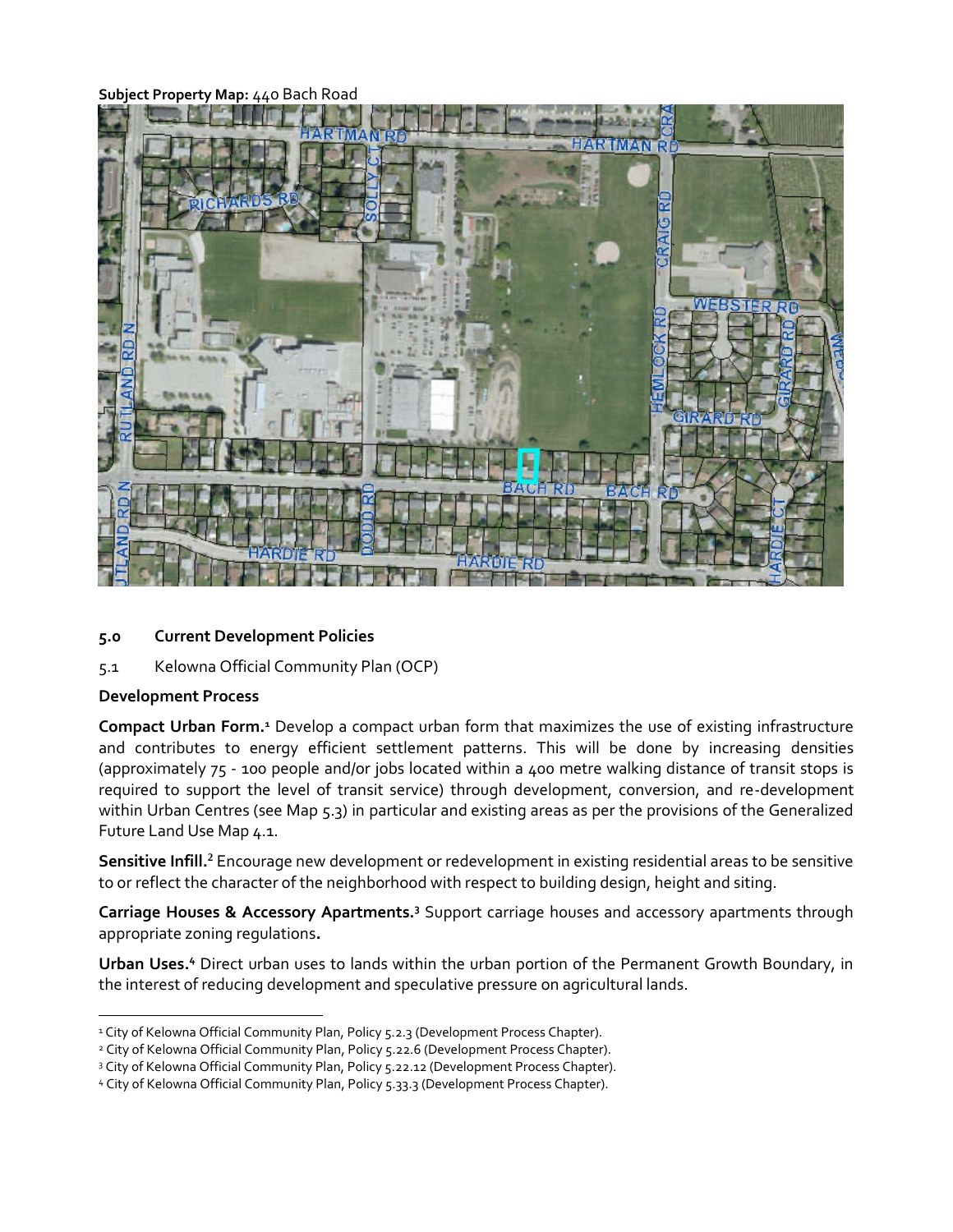**Subject Property Map:** 440 Bach Road

## 5.0 Current Development Policies

5.1 Kelowna Official Community Plan (OCP)

**Development Process**

**Compact Urban Form.**[1] Develop a compact urban form that maximizes the use of existing infrastructure and contributes to energy efficient settlement patterns. This will be done by increasing densities (approximately 75 - 100 people and/or jobs located within a 400 metre walking distance of transit stops is required to support the level of transit service) through development, conversion, and re-development within Urban Centres (see Map 5.3) in particular and existing areas as per the provisions of the Generalized Future Land Use Map 4.1.

**Sensitive Infill.**[2] Encourage new development or redevelopment in existing residential areas to be sensitive to or reflect the character of the neighborhood with respect to building design, height and siting.

**Carriage Houses & Accessory Apartments.**[3] Support carriage houses and accessory apartments through appropriate zoning regulations.

**Urban Uses.**[4] Direct urban uses to lands within the urban portion of the Permanent Growth Boundary, in the interest of reducing development and speculative pressure on agricultural lands.

---

[1] City of Kelowna Official Community Plan, Policy 5.2.3 (Development Process Chapter).

[2] City of Kelowna Official Community Plan, Policy 5.22.6 (Development Process Chapter).

[3] City of Kelowna Official Community Plan, Policy 5.22.12 (Development Process Chapter).

[4] City of Kelowna Official Community Plan, Policy 5.33.3 (Development Process Chapter).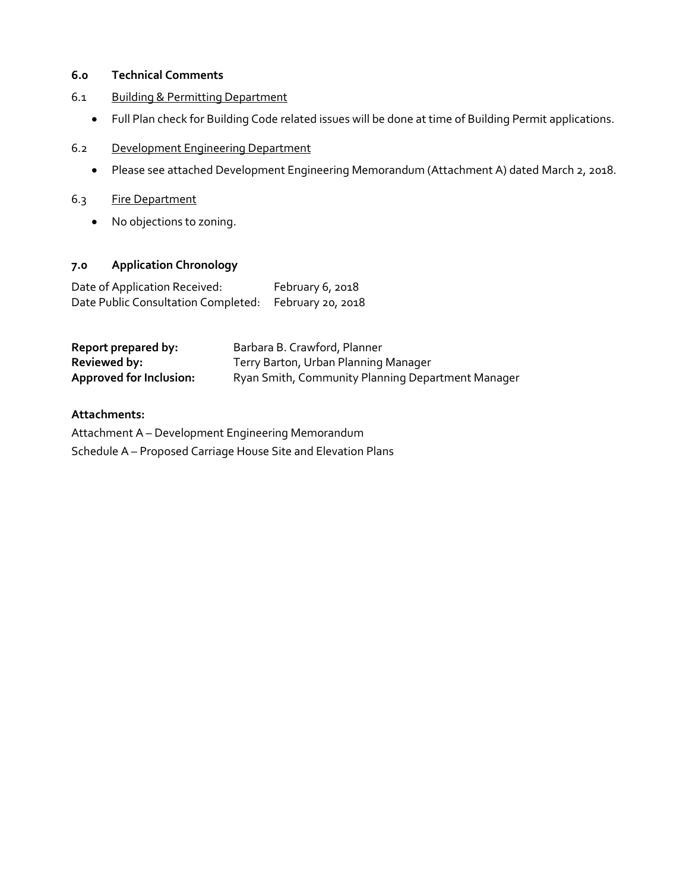## 6.0 Technical Comments

### 6.1 Building & Permitting Department

- Full Plan check for Building Code related issues will be done at time of Building Permit applications.

### 6.2 Development Engineering Department

- Please see attached Development Engineering Memorandum (Attachment A) dated March 2, 2018.

### 6.3 Fire Department

- No objections to zoning.

## 7.0 Application Chronology

Date of Application Received: February 6, 2018
Date Public Consultation Completed: February 20, 2018

**Report prepared by:** Barbara B. Crawford, Planner
**Reviewed by:** Terry Barton, Urban Planning Manager
**Approved for Inclusion:** Ryan Smith, Community Planning Department Manager

**Attachments:**

Attachment A – Development Engineering Memorandum
Schedule A – Proposed Carriage House Site and Elevation Plans